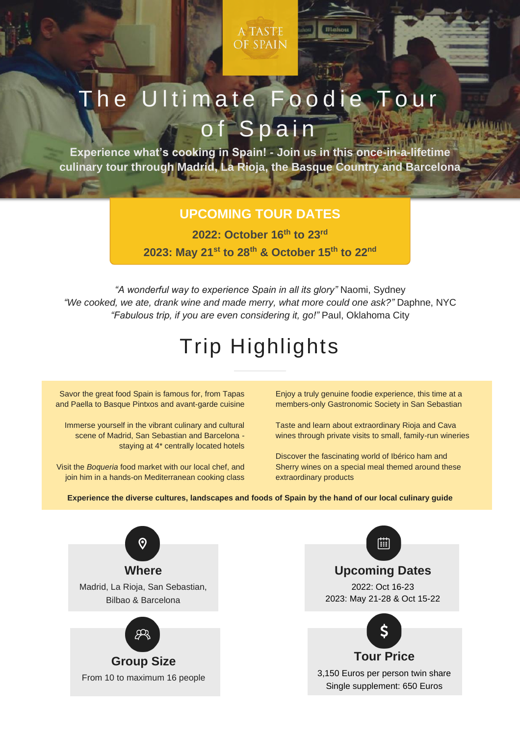A TASTE OF SPAIN

# The Ultimate Foodie Tour of Spain

**Experience what's cooking in Spain! - Join us in this once-in-a-lifetime culinary tour through Madrid, La Rioja, the Basque Country and Barcelona**

## UPCOMING TOUR DATES

**2022: October 16th to 23rd**

**2023: May 21st to 28th & October 15th to 22nd**

*"A wonderful way to experience Spain in all its glory"* Naomi, Sydney
*"We cooked, we ate, drank wine and made merry, what more could one ask?"* Daphne, NYC
*"Fabulous trip, if you are even considering it, go!"* Paul, Oklahoma City

## Trip Highlights

Savor the great food Spain is famous for, from Tapas and Paella to Basque Pintxos and avant-garde cuisine

Immerse yourself in the vibrant culinary and cultural scene of Madrid, San Sebastian and Barcelona - staying at 4* centrally located hotels

Visit the *Boqueria* food market with our local chef, and join him in a hands-on Mediterranean cooking class

Enjoy a truly genuine foodie experience, this time at a members-only Gastronomic Society in San Sebastian

Taste and learn about extraordinary Rioja and Cava wines through private visits to small, family-run wineries

Discover the fascinating world of Ibérico ham and Sherry wines on a special meal themed around these extraordinary products

**Experience the diverse cultures, landscapes and foods of Spain by the hand of our local culinary guide**

### Where

Madrid, La Rioja, San Sebastian, Bilbao & Barcelona

### Upcoming Dates

2022: Oct 16-23
2023: May 21-28 & Oct 15-22

### Group Size

From 10 to maximum 16 people

### Tour Price

3,150 Euros per person twin share
Single supplement: 650 Euros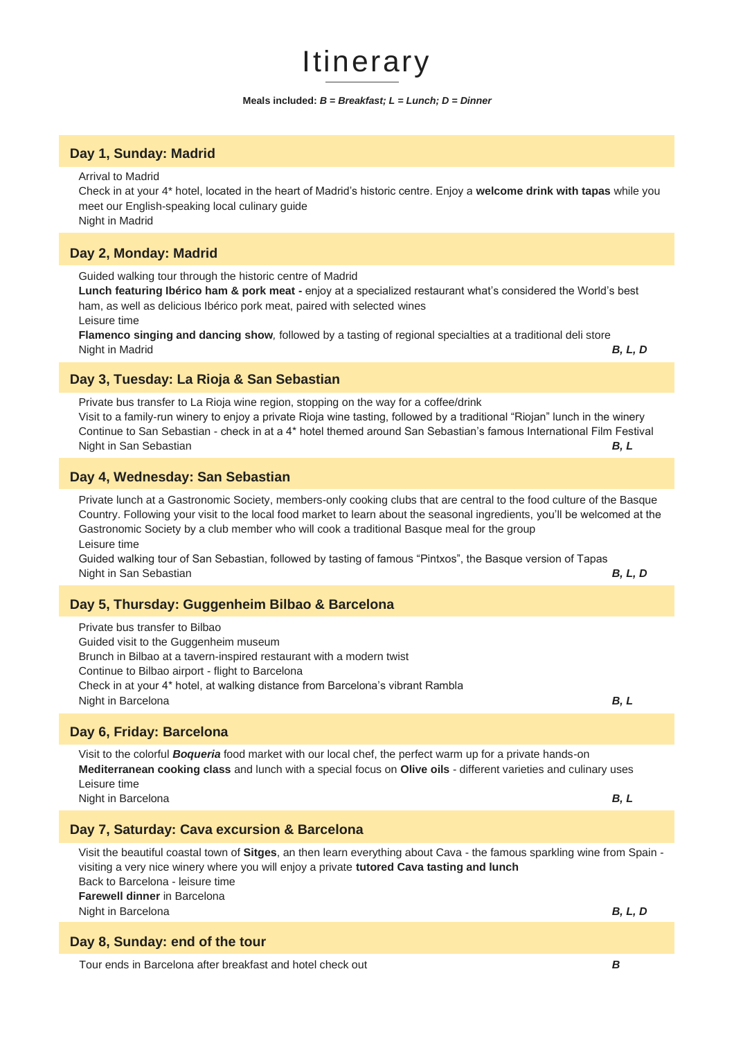# Itinerary

**Meals included:** ***B = Breakfast; L = Lunch; D = Dinner***

## Day 1, Sunday: Madrid

Arrival to Madrid
Check in at your 4* hotel, located in the heart of Madrid's historic centre. Enjoy a **welcome drink with tapas** while you meet our English-speaking local culinary guide
Night in Madrid

## Day 2, Monday: Madrid

Guided walking tour through the historic centre of Madrid
**Lunch featuring Ibérico ham & pork meat -** enjoy at a specialized restaurant what's considered the World's best ham, as well as delicious Ibérico pork meat, paired with selected wines
Leisure time
**Flamenco singing and dancing show**, followed by a tasting of regional specialties at a traditional deli store
Night in Madrid ***B, L, D***

## Day 3, Tuesday: La Rioja & San Sebastian

Private bus transfer to La Rioja wine region, stopping on the way for a coffee/drink
Visit to a family-run winery to enjoy a private Rioja wine tasting, followed by a traditional "Riojan" lunch in the winery
Continue to San Sebastian - check in at a 4* hotel themed around San Sebastian's famous International Film Festival
Night in San Sebastian ***B, L***

## Day 4, Wednesday: San Sebastian

Private lunch at a Gastronomic Society, members-only cooking clubs that are central to the food culture of the Basque Country. Following your visit to the local food market to learn about the seasonal ingredients, you'll be welcomed at the Gastronomic Society by a club member who will cook a traditional Basque meal for the group
Leisure time
Guided walking tour of San Sebastian, followed by tasting of famous "Pintxos", the Basque version of Tapas
Night in San Sebastian ***B, L, D***

## Day 5, Thursday: Guggenheim Bilbao & Barcelona

Private bus transfer to Bilbao
Guided visit to the Guggenheim museum
Brunch in Bilbao at a tavern-inspired restaurant with a modern twist
Continue to Bilbao airport - flight to Barcelona
Check in at your 4* hotel, at walking distance from Barcelona's vibrant Rambla
Night in Barcelona ***B, L***

## Day 6, Friday: Barcelona

Visit to the colorful ***Boqueria*** food market with our local chef, the perfect warm up for a private hands-on **Mediterranean cooking class** and lunch with a special focus on **Olive oils** - different varieties and culinary uses
Leisure time
Night in Barcelona ***B, L***

## Day 7, Saturday: Cava excursion & Barcelona

Visit the beautiful coastal town of **Sitges**, an then learn everything about Cava - the famous sparkling wine from Spain - visiting a very nice winery where you will enjoy a private **tutored Cava tasting and lunch**
Back to Barcelona - leisure time
**Farewell dinner** in Barcelona
Night in Barcelona ***B, L, D***

## Day 8, Sunday: end of the tour

Tour ends in Barcelona after breakfast and hotel check out ***B***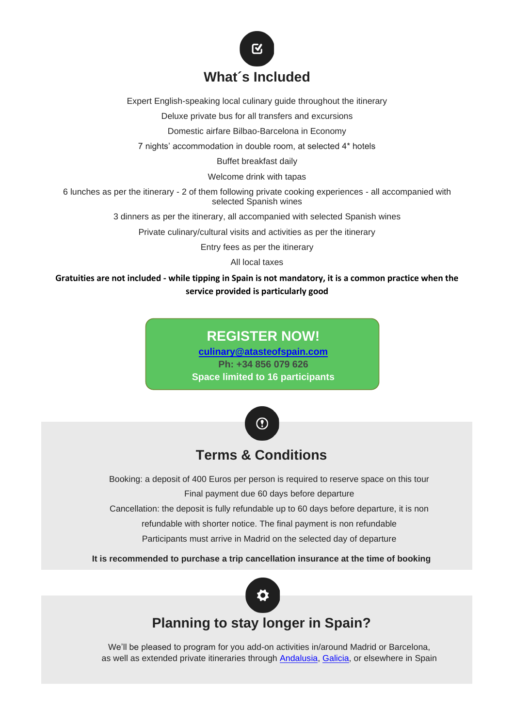## What´s Included

Expert English-speaking local culinary guide throughout the itinerary

Deluxe private bus for all transfers and excursions

Domestic airfare Bilbao-Barcelona in Economy

7 nights' accommodation in double room, at selected 4* hotels

Buffet breakfast daily

Welcome drink with tapas

6 lunches as per the itinerary - 2 of them following private cooking experiences - all accompanied with selected Spanish wines

3 dinners as per the itinerary, all accompanied with selected Spanish wines

Private culinary/cultural visits and activities as per the itinerary

Entry fees as per the itinerary

All local taxes

**Gratuities are not included - while tipping in Spain is not mandatory, it is a common practice when the service provided is particularly good**

**REGISTER NOW!**

**culinary@atasteofspain.com**

**Ph: +34 856 079 626**

**Space limited to 16 participants**

## Terms & Conditions

Booking: a deposit of 400 Euros per person is required to reserve space on this tour

Final payment due 60 days before departure

Cancellation: the deposit is fully refundable up to 60 days before departure, it is non refundable with shorter notice. The final payment is non refundable

Participants must arrive in Madrid on the selected day of departure

**It is recommended to purchase a trip cancellation insurance at the time of booking**

## Planning to stay longer in Spain?

We'll be pleased to program for you add-on activities in/around Madrid or Barcelona, as well as extended private itineraries through Andalusia, Galicia, or elsewhere in Spain